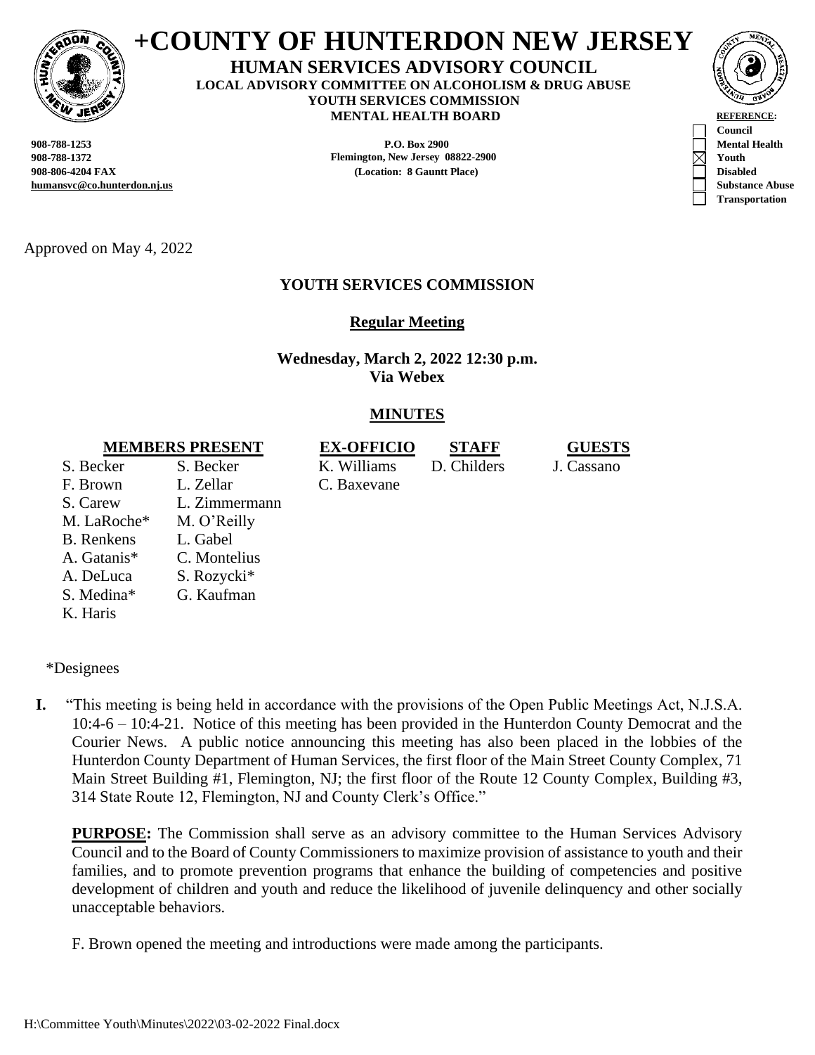# +COUNTY OF HUNTERDON NEW JERSEY

**HUMAN SERVICES ADVISORY COUNCIL**
**LOCAL ADVISORY COMMITTEE ON ALCOHOLISM & DRUG ABUSE**
**YOUTH SERVICES COMMISSION**
**MENTAL HEALTH BOARD**

**908-788-1253**
**908-788-1372**
**908-806-4204 FAX**
**humansvc@co.hunterdon.nj.us**

**P.O. Box 2900**
**Flemington, New Jersey 08822-2900**
**(Location: 8 Gauntt Place)**

**REFERENCE:**
- [ ] Council
- [ ] Mental Health
- [x] Youth
- [ ] Disabled
- [ ] Substance Abuse
- [ ] Transportation

Approved on May 4, 2022

## YOUTH SERVICES COMMISSION

**Regular Meeting**

**Wednesday, March 2, 2022 12:30 p.m.**
**Via Webex**

**MINUTES**

| MEMBERS PRESENT | | EX-OFFICIO | STAFF | GUESTS |
|---|---|---|---|---|
| S. Becker | S. Becker | K. Williams | D. Childers | J. Cassano |
| F. Brown | L. Zellar | C. Baxevane | | |
| S. Carew | L. Zimmermann | | | |
| M. LaRoche* | M. O'Reilly | | | |
| B. Renkens | L. Gabel | | | |
| A. Gatanis* | C. Montelius | | | |
| A. DeLuca | S. Rozycki* | | | |
| S. Medina* | G. Kaufman | | | |
| K. Haris | | | | |

*Designees

**I.** "This meeting is being held in accordance with the provisions of the Open Public Meetings Act, N.J.S.A. 10:4-6 – 10:4-21. Notice of this meeting has been provided in the Hunterdon County Democrat and the Courier News. A public notice announcing this meeting has also been placed in the lobbies of the Hunterdon County Department of Human Services, the first floor of the Main Street County Complex, 71 Main Street Building #1, Flemington, NJ; the first floor of the Route 12 County Complex, Building #3, 314 State Route 12, Flemington, NJ and County Clerk's Office."

**PURPOSE:** The Commission shall serve as an advisory committee to the Human Services Advisory Council and to the Board of County Commissioners to maximize provision of assistance to youth and their families, and to promote prevention programs that enhance the building of competencies and positive development of children and youth and reduce the likelihood of juvenile delinquency and other socially unacceptable behaviors.

F. Brown opened the meeting and introductions were made among the participants.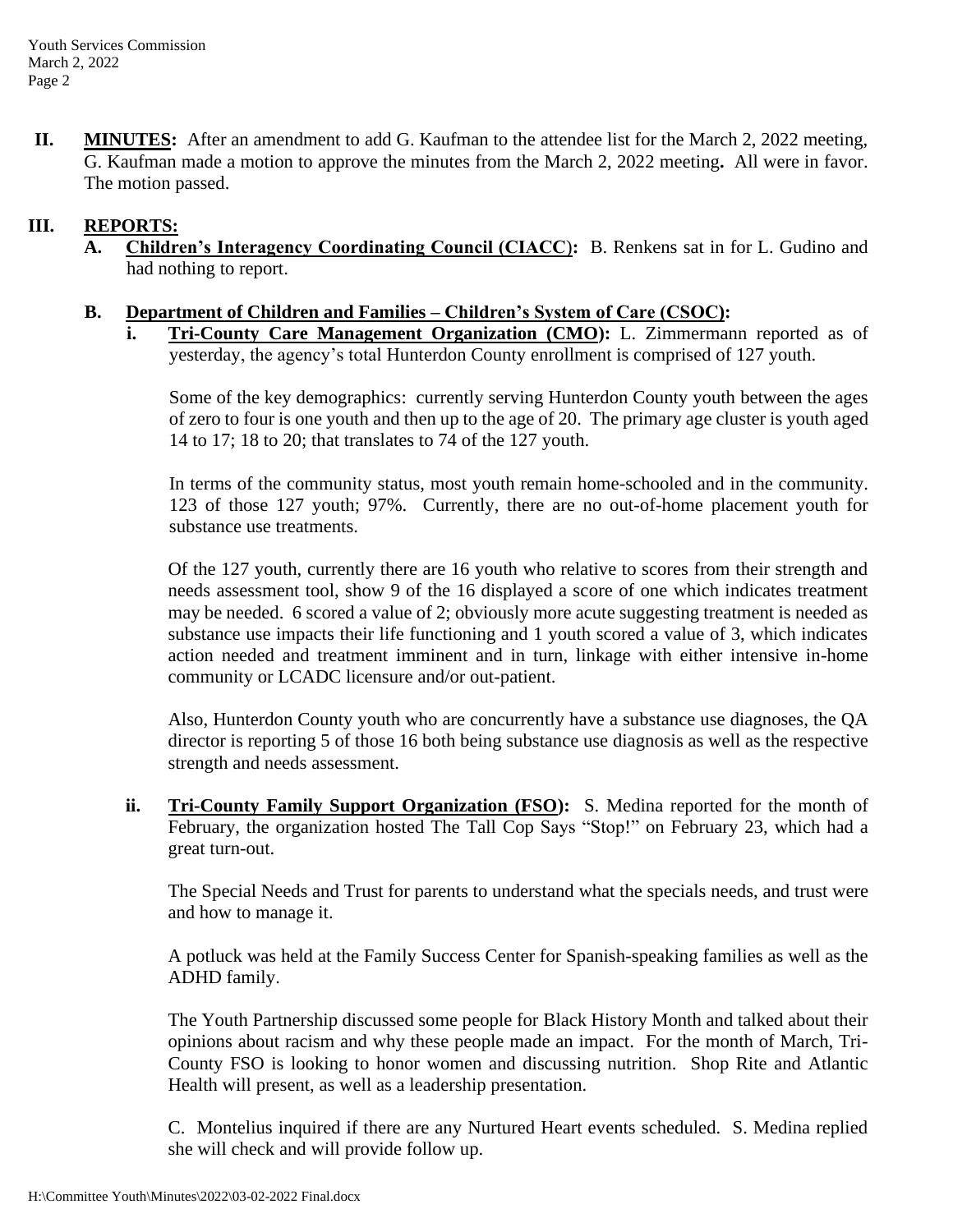**II.** **MINUTES:** After an amendment to add G. Kaufman to the attendee list for the March 2, 2022 meeting, G. Kaufman made a motion to approve the minutes from the March 2, 2022 meeting**.** All were in favor. The motion passed.

**III.** **REPORTS:**

**A.** **Children's Interagency Coordinating Council (CIACC):** B. Renkens sat in for L. Gudino and had nothing to report.

**B.** **Department of Children and Families – Children's System of Care (CSOC):**

**i.** **Tri-County Care Management Organization (CMO):** L. Zimmermann reported as of yesterday, the agency's total Hunterdon County enrollment is comprised of 127 youth.

Some of the key demographics: currently serving Hunterdon County youth between the ages of zero to four is one youth and then up to the age of 20. The primary age cluster is youth aged 14 to 17; 18 to 20; that translates to 74 of the 127 youth.

In terms of the community status, most youth remain home-schooled and in the community. 123 of those 127 youth; 97%. Currently, there are no out-of-home placement youth for substance use treatments.

Of the 127 youth, currently there are 16 youth who relative to scores from their strength and needs assessment tool, show 9 of the 16 displayed a score of one which indicates treatment may be needed. 6 scored a value of 2; obviously more acute suggesting treatment is needed as substance use impacts their life functioning and 1 youth scored a value of 3, which indicates action needed and treatment imminent and in turn, linkage with either intensive in-home community or LCADC licensure and/or out-patient.

Also, Hunterdon County youth who are concurrently have a substance use diagnoses, the QA director is reporting 5 of those 16 both being substance use diagnosis as well as the respective strength and needs assessment.

**ii.** **Tri-County Family Support Organization (FSO):** S. Medina reported for the month of February, the organization hosted The Tall Cop Says "Stop!" on February 23, which had a great turn-out.

The Special Needs and Trust for parents to understand what the specials needs, and trust were and how to manage it.

A potluck was held at the Family Success Center for Spanish-speaking families as well as the ADHD family.

The Youth Partnership discussed some people for Black History Month and talked about their opinions about racism and why these people made an impact. For the month of March, Tri-County FSO is looking to honor women and discussing nutrition. Shop Rite and Atlantic Health will present, as well as a leadership presentation.

C. Montelius inquired if there are any Nurtured Heart events scheduled. S. Medina replied she will check and will provide follow up.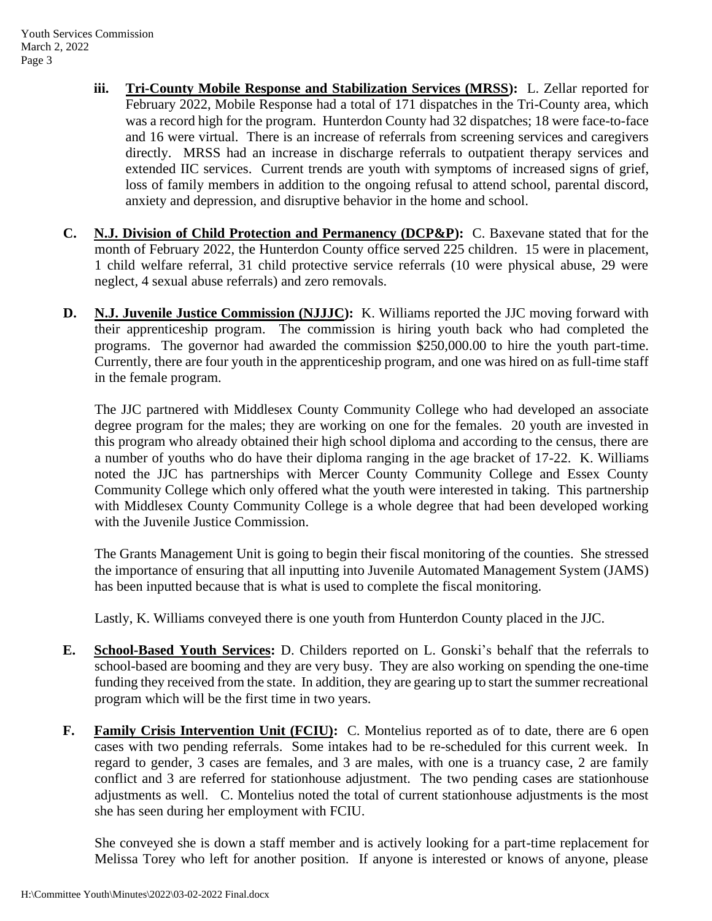**iii. Tri-County Mobile Response and Stabilization Services (MRSS):** L. Zellar reported for February 2022, Mobile Response had a total of 171 dispatches in the Tri-County area, which was a record high for the program. Hunterdon County had 32 dispatches; 18 were face-to-face and 16 were virtual. There is an increase of referrals from screening services and caregivers directly. MRSS had an increase in discharge referrals to outpatient therapy services and extended IIC services. Current trends are youth with symptoms of increased signs of grief, loss of family members in addition to the ongoing refusal to attend school, parental discord, anxiety and depression, and disruptive behavior in the home and school.

**C. N.J. Division of Child Protection and Permanency (DCP&P):** C. Baxevane stated that for the month of February 2022, the Hunterdon County office served 225 children. 15 were in placement, 1 child welfare referral, 31 child protective service referrals (10 were physical abuse, 29 were neglect, 4 sexual abuse referrals) and zero removals.

**D. N.J. Juvenile Justice Commission (NJJJC):** K. Williams reported the JJC moving forward with their apprenticeship program. The commission is hiring youth back who had completed the programs. The governor had awarded the commission $250,000.00 to hire the youth part-time. Currently, there are four youth in the apprenticeship program, and one was hired on as full-time staff in the female program.

The JJC partnered with Middlesex County Community College who had developed an associate degree program for the males; they are working on one for the females. 20 youth are invested in this program who already obtained their high school diploma and according to the census, there are a number of youths who do have their diploma ranging in the age bracket of 17-22. K. Williams noted the JJC has partnerships with Mercer County Community College and Essex County Community College which only offered what the youth were interested in taking. This partnership with Middlesex County Community College is a whole degree that had been developed working with the Juvenile Justice Commission.

The Grants Management Unit is going to begin their fiscal monitoring of the counties. She stressed the importance of ensuring that all inputting into Juvenile Automated Management System (JAMS) has been inputted because that is what is used to complete the fiscal monitoring.

Lastly, K. Williams conveyed there is one youth from Hunterdon County placed in the JJC.

**E. School-Based Youth Services:** D. Childers reported on L. Gonski's behalf that the referrals to school-based are booming and they are very busy. They are also working on spending the one-time funding they received from the state. In addition, they are gearing up to start the summer recreational program which will be the first time in two years.

**F. Family Crisis Intervention Unit (FCIU):** C. Montelius reported as of to date, there are 6 open cases with two pending referrals. Some intakes had to be re-scheduled for this current week. In regard to gender, 3 cases are females, and 3 are males, with one is a truancy case, 2 are family conflict and 3 are referred for stationhouse adjustment. The two pending cases are stationhouse adjustments as well. C. Montelius noted the total of current stationhouse adjustments is the most she has seen during her employment with FCIU.

She conveyed she is down a staff member and is actively looking for a part-time replacement for Melissa Torey who left for another position. If anyone is interested or knows of anyone, please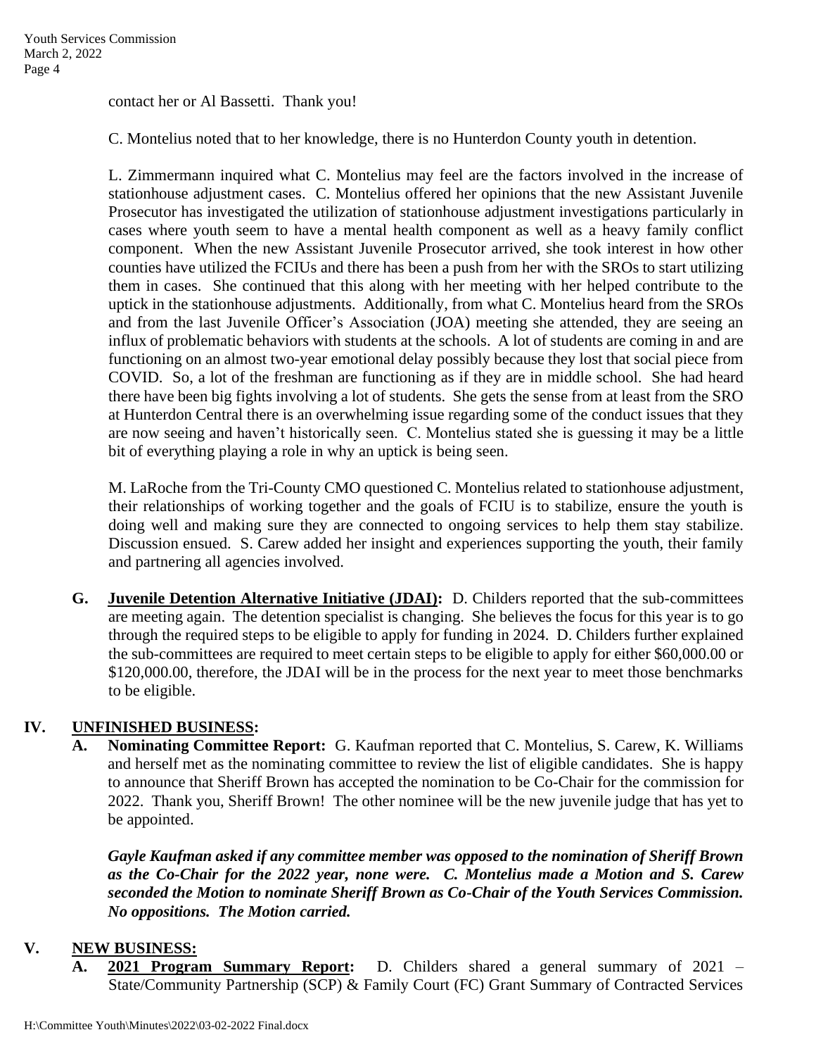contact her or Al Bassetti. Thank you!

C. Montelius noted that to her knowledge, there is no Hunterdon County youth in detention.

L. Zimmermann inquired what C. Montelius may feel are the factors involved in the increase of stationhouse adjustment cases. C. Montelius offered her opinions that the new Assistant Juvenile Prosecutor has investigated the utilization of stationhouse adjustment investigations particularly in cases where youth seem to have a mental health component as well as a heavy family conflict component. When the new Assistant Juvenile Prosecutor arrived, she took interest in how other counties have utilized the FCIUs and there has been a push from her with the SROs to start utilizing them in cases. She continued that this along with her meeting with her helped contribute to the uptick in the stationhouse adjustments. Additionally, from what C. Montelius heard from the SROs and from the last Juvenile Officer's Association (JOA) meeting she attended, they are seeing an influx of problematic behaviors with students at the schools. A lot of students are coming in and are functioning on an almost two-year emotional delay possibly because they lost that social piece from COVID. So, a lot of the freshman are functioning as if they are in middle school. She had heard there have been big fights involving a lot of students. She gets the sense from at least from the SRO at Hunterdon Central there is an overwhelming issue regarding some of the conduct issues that they are now seeing and haven't historically seen. C. Montelius stated she is guessing it may be a little bit of everything playing a role in why an uptick is being seen.

M. LaRoche from the Tri-County CMO questioned C. Montelius related to stationhouse adjustment, their relationships of working together and the goals of FCIU is to stabilize, ensure the youth is doing well and making sure they are connected to ongoing services to help them stay stabilize. Discussion ensued. S. Carew added her insight and experiences supporting the youth, their family and partnering all agencies involved.

**G. <u>Juvenile Detention Alternative Initiative (JDAI)</u>:** D. Childers reported that the sub-committees are meeting again. The detention specialist is changing. She believes the focus for this year is to go through the required steps to be eligible to apply for funding in 2024. D. Childers further explained the sub-committees are required to meet certain steps to be eligible to apply for either $60,000.00 or $120,000.00, therefore, the JDAI will be in the process for the next year to meet those benchmarks to be eligible.

## IV. UNFINISHED BUSINESS:

**A. Nominating Committee Report:** G. Kaufman reported that C. Montelius, S. Carew, K. Williams and herself met as the nominating committee to review the list of eligible candidates. She is happy to announce that Sheriff Brown has accepted the nomination to be Co-Chair for the commission for 2022. Thank you, Sheriff Brown! The other nominee will be the new juvenile judge that has yet to be appointed.

***Gayle Kaufman asked if any committee member was opposed to the nomination of Sheriff Brown as the Co-Chair for the 2022 year, none were. C. Montelius made a Motion and S. Carew seconded the Motion to nominate Sheriff Brown as Co-Chair of the Youth Services Commission. No oppositions. The Motion carried.***

## V. NEW BUSINESS:

**A. <u>2021 Program Summary Report</u>:** D. Childers shared a general summary of 2021 – State/Community Partnership (SCP) & Family Court (FC) Grant Summary of Contracted Services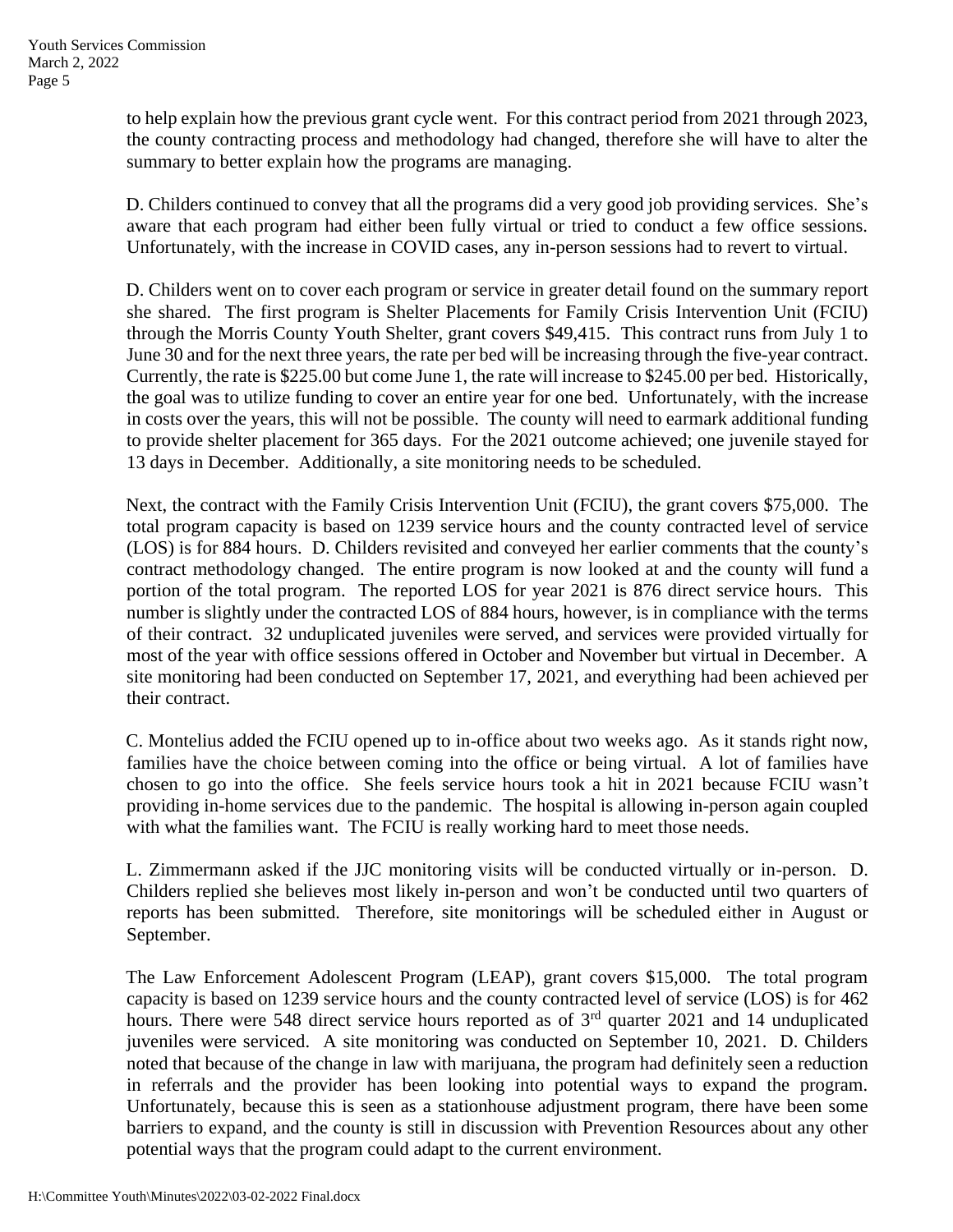to help explain how the previous grant cycle went. For this contract period from 2021 through 2023, the county contracting process and methodology had changed, therefore she will have to alter the summary to better explain how the programs are managing.

D. Childers continued to convey that all the programs did a very good job providing services. She's aware that each program had either been fully virtual or tried to conduct a few office sessions. Unfortunately, with the increase in COVID cases, any in-person sessions had to revert to virtual.

D. Childers went on to cover each program or service in greater detail found on the summary report she shared. The first program is Shelter Placements for Family Crisis Intervention Unit (FCIU) through the Morris County Youth Shelter, grant covers $49,415. This contract runs from July 1 to June 30 and for the next three years, the rate per bed will be increasing through the five-year contract. Currently, the rate is $225.00 but come June 1, the rate will increase to $245.00 per bed. Historically, the goal was to utilize funding to cover an entire year for one bed. Unfortunately, with the increase in costs over the years, this will not be possible. The county will need to earmark additional funding to provide shelter placement for 365 days. For the 2021 outcome achieved; one juvenile stayed for 13 days in December. Additionally, a site monitoring needs to be scheduled.

Next, the contract with the Family Crisis Intervention Unit (FCIU), the grant covers $75,000. The total program capacity is based on 1239 service hours and the county contracted level of service (LOS) is for 884 hours. D. Childers revisited and conveyed her earlier comments that the county's contract methodology changed. The entire program is now looked at and the county will fund a portion of the total program. The reported LOS for year 2021 is 876 direct service hours. This number is slightly under the contracted LOS of 884 hours, however, is in compliance with the terms of their contract. 32 unduplicated juveniles were served, and services were provided virtually for most of the year with office sessions offered in October and November but virtual in December. A site monitoring had been conducted on September 17, 2021, and everything had been achieved per their contract.

C. Montelius added the FCIU opened up to in-office about two weeks ago. As it stands right now, families have the choice between coming into the office or being virtual. A lot of families have chosen to go into the office. She feels service hours took a hit in 2021 because FCIU wasn't providing in-home services due to the pandemic. The hospital is allowing in-person again coupled with what the families want. The FCIU is really working hard to meet those needs.

L. Zimmermann asked if the JJC monitoring visits will be conducted virtually or in-person. D. Childers replied she believes most likely in-person and won't be conducted until two quarters of reports has been submitted. Therefore, site monitorings will be scheduled either in August or September.

The Law Enforcement Adolescent Program (LEAP), grant covers $15,000. The total program capacity is based on 1239 service hours and the county contracted level of service (LOS) is for 462 hours. There were 548 direct service hours reported as of 3rd quarter 2021 and 14 unduplicated juveniles were serviced. A site monitoring was conducted on September 10, 2021. D. Childers noted that because of the change in law with marijuana, the program had definitely seen a reduction in referrals and the provider has been looking into potential ways to expand the program. Unfortunately, because this is seen as a stationhouse adjustment program, there have been some barriers to expand, and the county is still in discussion with Prevention Resources about any other potential ways that the program could adapt to the current environment.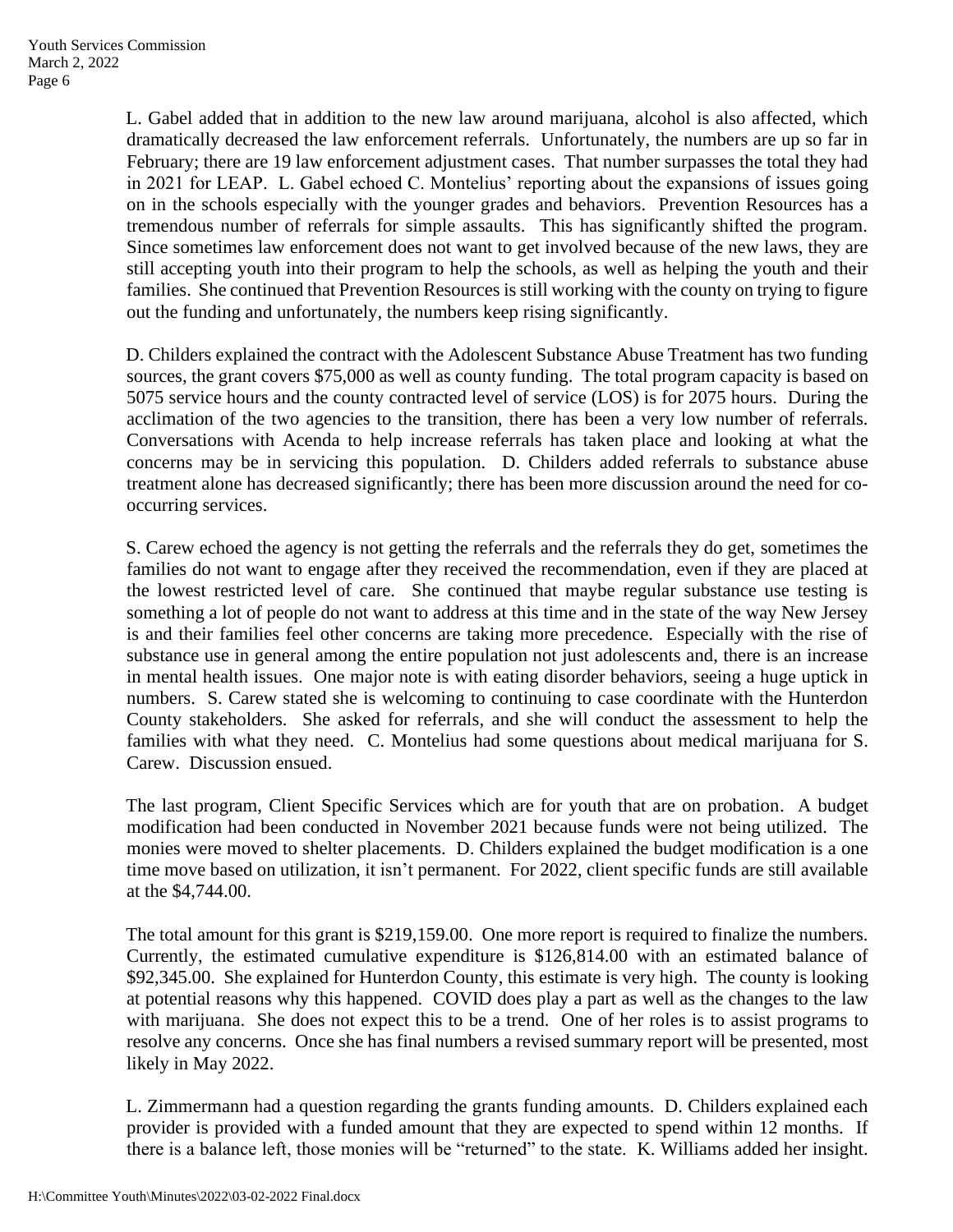L. Gabel added that in addition to the new law around marijuana, alcohol is also affected, which dramatically decreased the law enforcement referrals. Unfortunately, the numbers are up so far in February; there are 19 law enforcement adjustment cases. That number surpasses the total they had in 2021 for LEAP. L. Gabel echoed C. Montelius' reporting about the expansions of issues going on in the schools especially with the younger grades and behaviors. Prevention Resources has a tremendous number of referrals for simple assaults. This has significantly shifted the program. Since sometimes law enforcement does not want to get involved because of the new laws, they are still accepting youth into their program to help the schools, as well as helping the youth and their families. She continued that Prevention Resources is still working with the county on trying to figure out the funding and unfortunately, the numbers keep rising significantly.

D. Childers explained the contract with the Adolescent Substance Abuse Treatment has two funding sources, the grant covers $75,000 as well as county funding. The total program capacity is based on 5075 service hours and the county contracted level of service (LOS) is for 2075 hours. During the acclimation of the two agencies to the transition, there has been a very low number of referrals. Conversations with Acenda to help increase referrals has taken place and looking at what the concerns may be in servicing this population. D. Childers added referrals to substance abuse treatment alone has decreased significantly; there has been more discussion around the need for co-occurring services.

S. Carew echoed the agency is not getting the referrals and the referrals they do get, sometimes the families do not want to engage after they received the recommendation, even if they are placed at the lowest restricted level of care. She continued that maybe regular substance use testing is something a lot of people do not want to address at this time and in the state of the way New Jersey is and their families feel other concerns are taking more precedence. Especially with the rise of substance use in general among the entire population not just adolescents and, there is an increase in mental health issues. One major note is with eating disorder behaviors, seeing a huge uptick in numbers. S. Carew stated she is welcoming to continuing to case coordinate with the Hunterdon County stakeholders. She asked for referrals, and she will conduct the assessment to help the families with what they need. C. Montelius had some questions about medical marijuana for S. Carew. Discussion ensued.

The last program, Client Specific Services which are for youth that are on probation. A budget modification had been conducted in November 2021 because funds were not being utilized. The monies were moved to shelter placements. D. Childers explained the budget modification is a one time move based on utilization, it isn't permanent. For 2022, client specific funds are still available at the $4,744.00.

The total amount for this grant is $219,159.00. One more report is required to finalize the numbers. Currently, the estimated cumulative expenditure is $126,814.00 with an estimated balance of $92,345.00. She explained for Hunterdon County, this estimate is very high. The county is looking at potential reasons why this happened. COVID does play a part as well as the changes to the law with marijuana. She does not expect this to be a trend. One of her roles is to assist programs to resolve any concerns. Once she has final numbers a revised summary report will be presented, most likely in May 2022.

L. Zimmermann had a question regarding the grants funding amounts. D. Childers explained each provider is provided with a funded amount that they are expected to spend within 12 months. If there is a balance left, those monies will be "returned" to the state. K. Williams added her insight.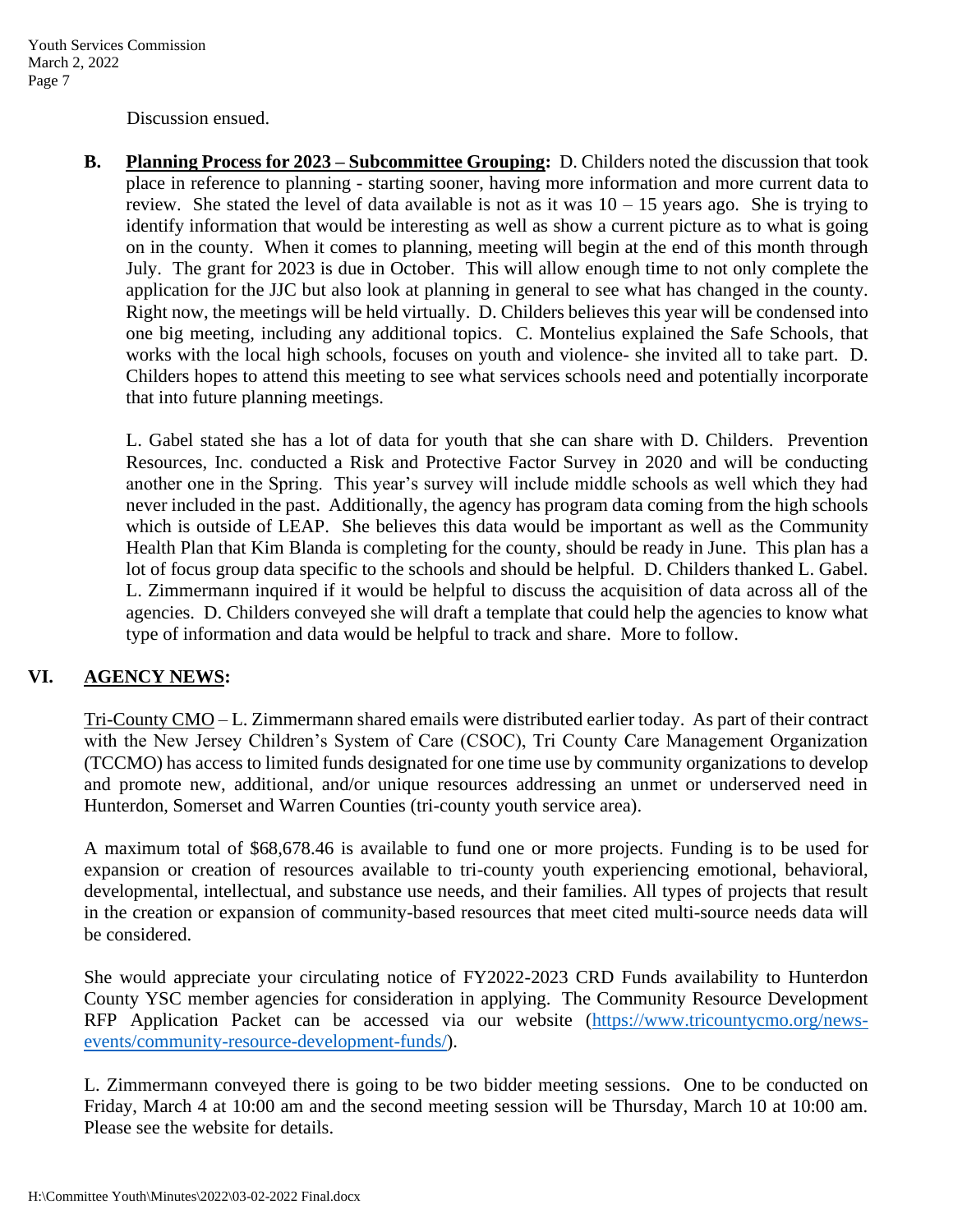Discussion ensued.

**B. Planning Process for 2023 – Subcommittee Grouping:** D. Childers noted the discussion that took place in reference to planning - starting sooner, having more information and more current data to review. She stated the level of data available is not as it was 10 – 15 years ago. She is trying to identify information that would be interesting as well as show a current picture as to what is going on in the county. When it comes to planning, meeting will begin at the end of this month through July. The grant for 2023 is due in October. This will allow enough time to not only complete the application for the JJC but also look at planning in general to see what has changed in the county. Right now, the meetings will be held virtually. D. Childers believes this year will be condensed into one big meeting, including any additional topics. C. Montelius explained the Safe Schools, that works with the local high schools, focuses on youth and violence- she invited all to take part. D. Childers hopes to attend this meeting to see what services schools need and potentially incorporate that into future planning meetings.

L. Gabel stated she has a lot of data for youth that she can share with D. Childers. Prevention Resources, Inc. conducted a Risk and Protective Factor Survey in 2020 and will be conducting another one in the Spring. This year's survey will include middle schools as well which they had never included in the past. Additionally, the agency has program data coming from the high schools which is outside of LEAP. She believes this data would be important as well as the Community Health Plan that Kim Blanda is completing for the county, should be ready in June. This plan has a lot of focus group data specific to the schools and should be helpful. D. Childers thanked L. Gabel. L. Zimmermann inquired if it would be helpful to discuss the acquisition of data across all of the agencies. D. Childers conveyed she will draft a template that could help the agencies to know what type of information and data would be helpful to track and share. More to follow.

## VI. AGENCY NEWS:

Tri-County CMO – L. Zimmermann shared emails were distributed earlier today. As part of their contract with the New Jersey Children's System of Care (CSOC), Tri County Care Management Organization (TCCMO) has access to limited funds designated for one time use by community organizations to develop and promote new, additional, and/or unique resources addressing an unmet or underserved need in Hunterdon, Somerset and Warren Counties (tri-county youth service area).

A maximum total of $68,678.46 is available to fund one or more projects. Funding is to be used for expansion or creation of resources available to tri-county youth experiencing emotional, behavioral, developmental, intellectual, and substance use needs, and their families. All types of projects that result in the creation or expansion of community-based resources that meet cited multi-source needs data will be considered.

She would appreciate your circulating notice of FY2022-2023 CRD Funds availability to Hunterdon County YSC member agencies for consideration in applying. The Community Resource Development RFP Application Packet can be accessed via our website (https://www.tricountycmo.org/news-events/community-resource-development-funds/).

L. Zimmermann conveyed there is going to be two bidder meeting sessions. One to be conducted on Friday, March 4 at 10:00 am and the second meeting session will be Thursday, March 10 at 10:00 am. Please see the website for details.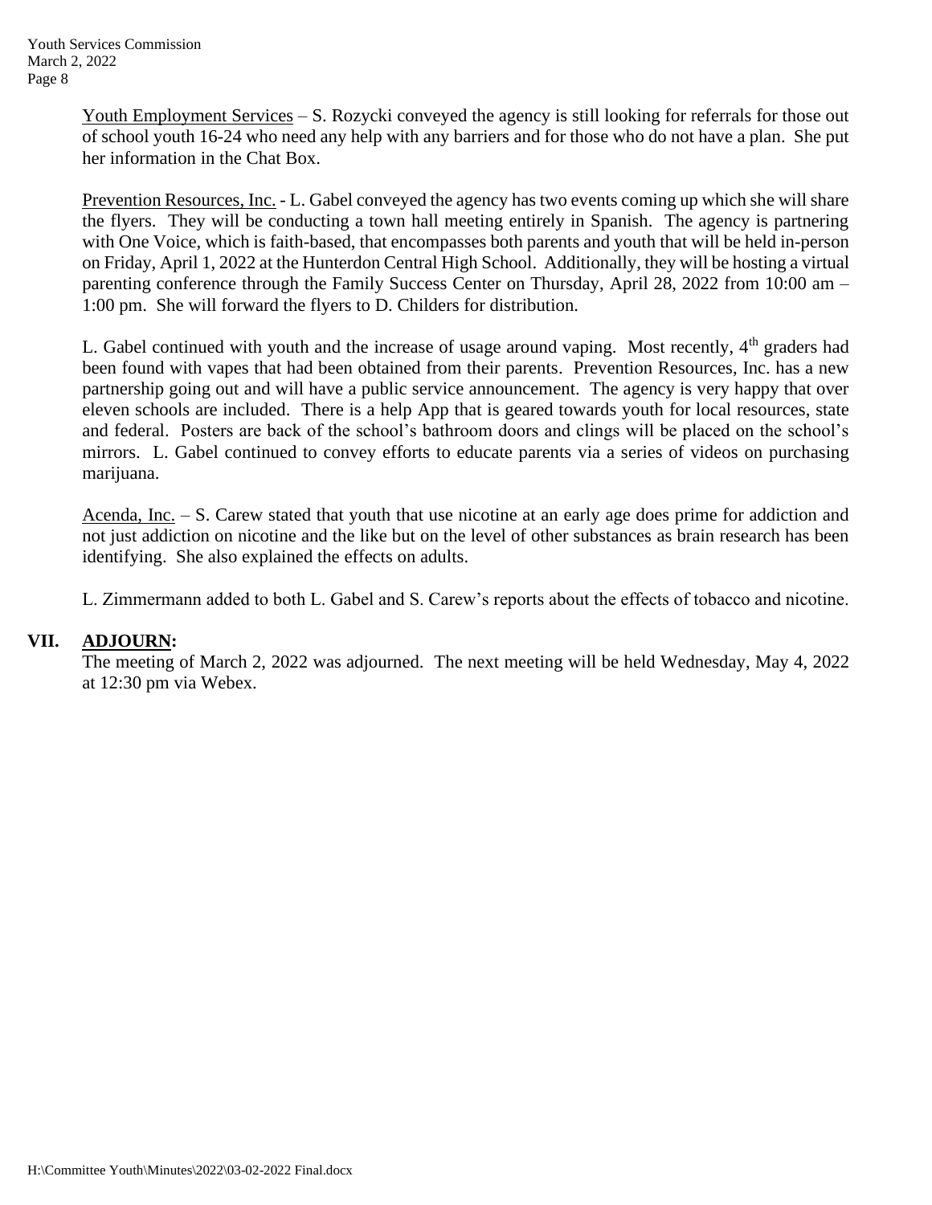Youth Employment Services – S. Rozycki conveyed the agency is still looking for referrals for those out of school youth 16-24 who need any help with any barriers and for those who do not have a plan. She put her information in the Chat Box.

Prevention Resources, Inc. - L. Gabel conveyed the agency has two events coming up which she will share the flyers. They will be conducting a town hall meeting entirely in Spanish. The agency is partnering with One Voice, which is faith-based, that encompasses both parents and youth that will be held in-person on Friday, April 1, 2022 at the Hunterdon Central High School. Additionally, they will be hosting a virtual parenting conference through the Family Success Center on Thursday, April 28, 2022 from 10:00 am – 1:00 pm. She will forward the flyers to D. Childers for distribution.

L. Gabel continued with youth and the increase of usage around vaping. Most recently, 4th graders had been found with vapes that had been obtained from their parents. Prevention Resources, Inc. has a new partnership going out and will have a public service announcement. The agency is very happy that over eleven schools are included. There is a help App that is geared towards youth for local resources, state and federal. Posters are back of the school's bathroom doors and clings will be placed on the school's mirrors. L. Gabel continued to convey efforts to educate parents via a series of videos on purchasing marijuana.

Acenda, Inc. – S. Carew stated that youth that use nicotine at an early age does prime for addiction and not just addiction on nicotine and the like but on the level of other substances as brain research has been identifying. She also explained the effects on adults.

L. Zimmermann added to both L. Gabel and S. Carew's reports about the effects of tobacco and nicotine.

## VII. ADJOURN:

The meeting of March 2, 2022 was adjourned. The next meeting will be held Wednesday, May 4, 2022 at 12:30 pm via Webex.

H:\Committee Youth\Minutes\2022\03-02-2022 Final.docx